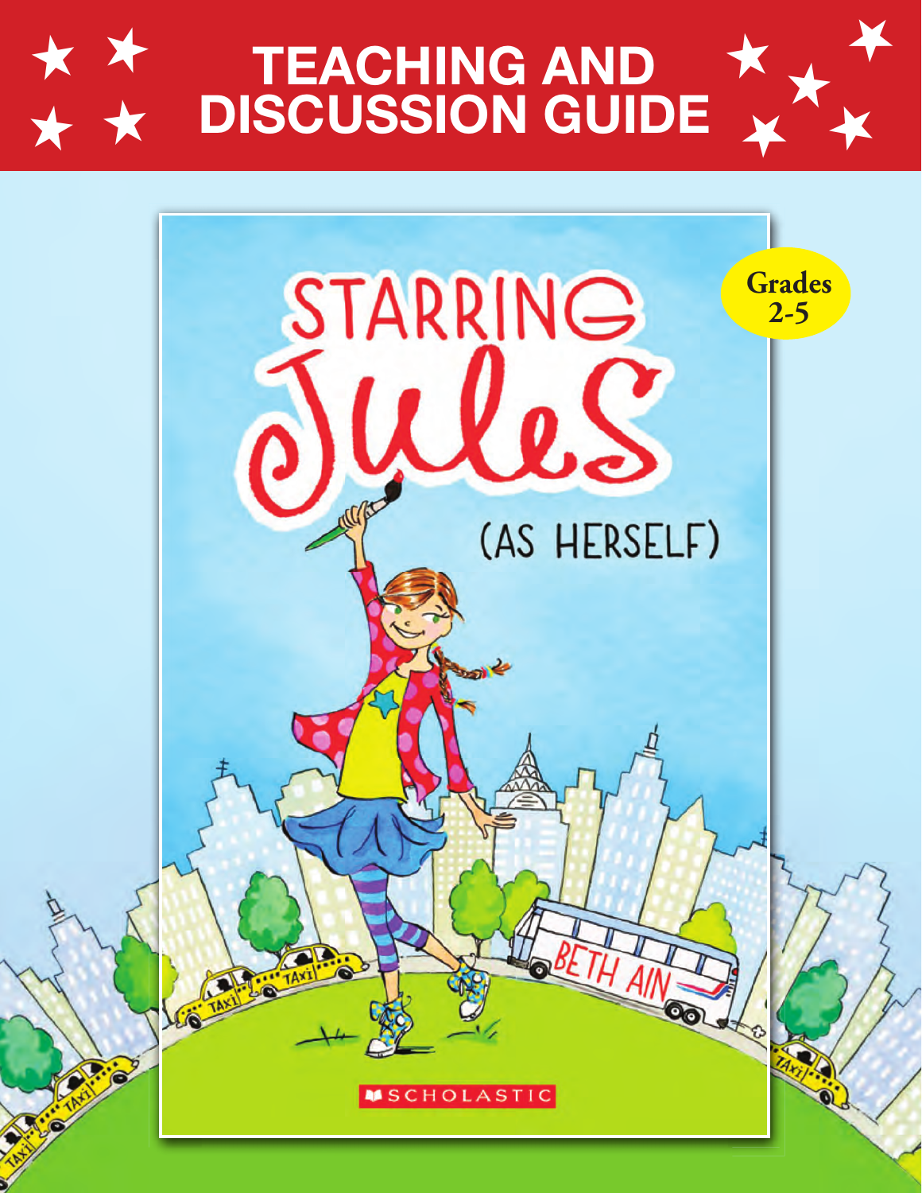# TEACHING AND DISCUSSION GUIDE

Grades 2-5

STARRING Jules (AS HERSELF)

BETH AIN

SCHOLASTIC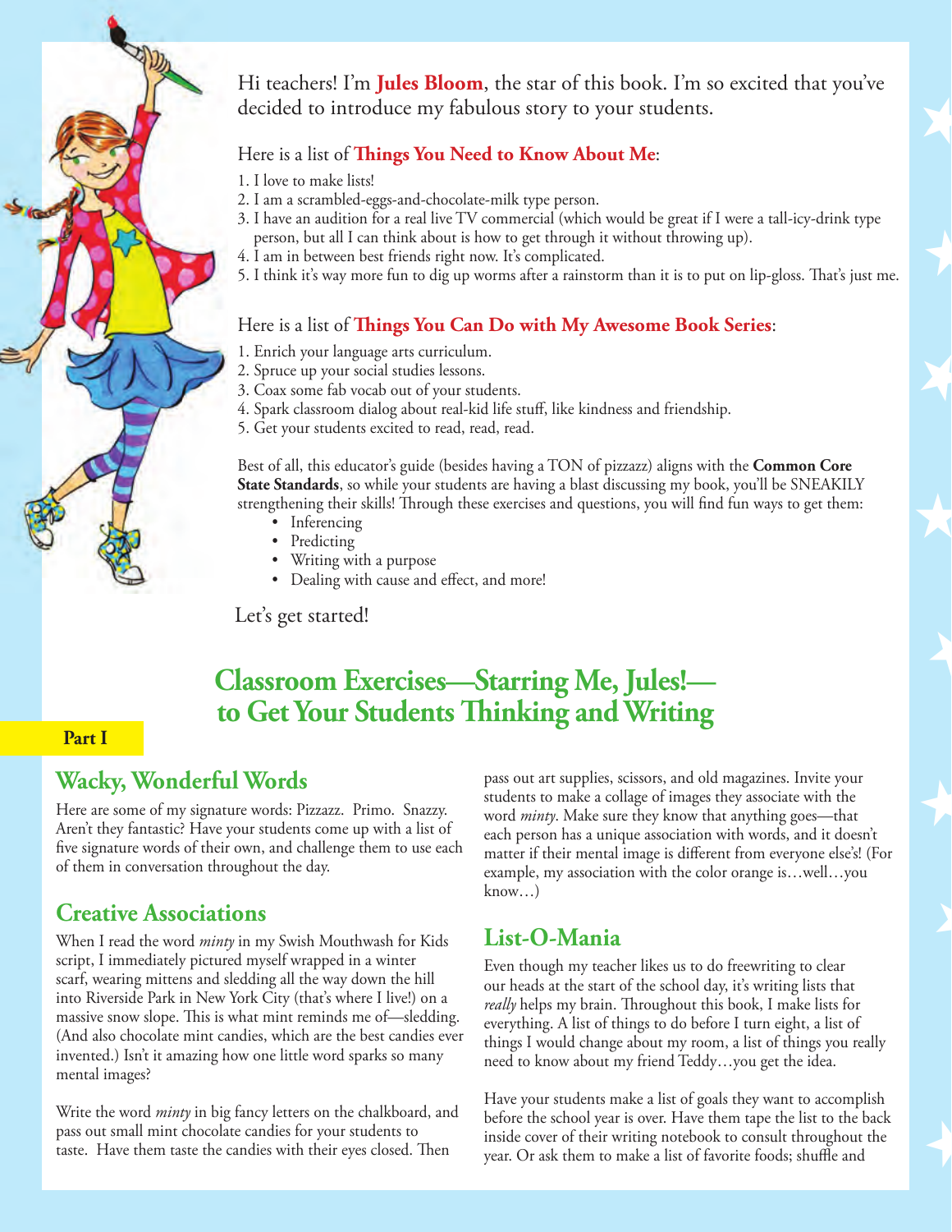Hi teachers! I'm **Jules Bloom**, the star of this book. I'm so excited that you've decided to introduce my fabulous story to your students.

Here is a list of **Things You Need to Know About Me**:

1. I love to make lists!
2. I am a scrambled-eggs-and-chocolate-milk type person.
3. I have an audition for a real live TV commercial (which would be great if I were a tall-icy-drink type person, but all I can think about is how to get through it without throwing up).
4. I am in between best friends right now. It's complicated.
5. I think it's way more fun to dig up worms after a rainstorm than it is to put on lip-gloss. That's just me.

Here is a list of **Things You Can Do with My Awesome Book Series**:

1. Enrich your language arts curriculum.
2. Spruce up your social studies lessons.
3. Coax some fab vocab out of your students.
4. Spark classroom dialog about real-kid life stuff, like kindness and friendship.
5. Get your students excited to read, read, read.

Best of all, this educator's guide (besides having a TON of pizzazz) aligns with the **Common Core State Standards**, so while your students are having a blast discussing my book, you'll be SNEAKILY strengthening their skills! Through these exercises and questions, you will find fun ways to get them:

- Inferencing
- Predicting
- Writing with a purpose
- Dealing with cause and effect, and more!

Let's get started!

# Classroom Exercises—Starring Me, Jules!—to Get Your Students Thinking and Writing

**Part I**

## Wacky, Wonderful Words

Here are some of my signature words: Pizzazz. Primo. Snazzy. Aren't they fantastic? Have your students come up with a list of five signature words of their own, and challenge them to use each of them in conversation throughout the day.

## Creative Associations

When I read the word *minty* in my Swish Mouthwash for Kids script, I immediately pictured myself wrapped in a winter scarf, wearing mittens and sledding all the way down the hill into Riverside Park in New York City (that's where I live!) on a massive snow slope. This is what mint reminds me of—sledding. (And also chocolate mint candies, which are the best candies ever invented.) Isn't it amazing how one little word sparks so many mental images?

Write the word *minty* in big fancy letters on the chalkboard, and pass out small mint chocolate candies for your students to taste. Have them taste the candies with their eyes closed. Then pass out art supplies, scissors, and old magazines. Invite your students to make a collage of images they associate with the word *minty*. Make sure they know that anything goes—that each person has a unique association with words, and it doesn't matter if their mental image is different from everyone else's! (For example, my association with the color orange is…well…you know…)

## List-O-Mania

Even though my teacher likes us to do freewriting to clear our heads at the start of the school day, it's writing lists that *really* helps my brain. Throughout this book, I make lists for everything. A list of things to do before I turn eight, a list of things I would change about my room, a list of things you really need to know about my friend Teddy…you get the idea.

Have your students make a list of goals they want to accomplish before the school year is over. Have them tape the list to the back inside cover of their writing notebook to consult throughout the year. Or ask them to make a list of favorite foods; shuffle and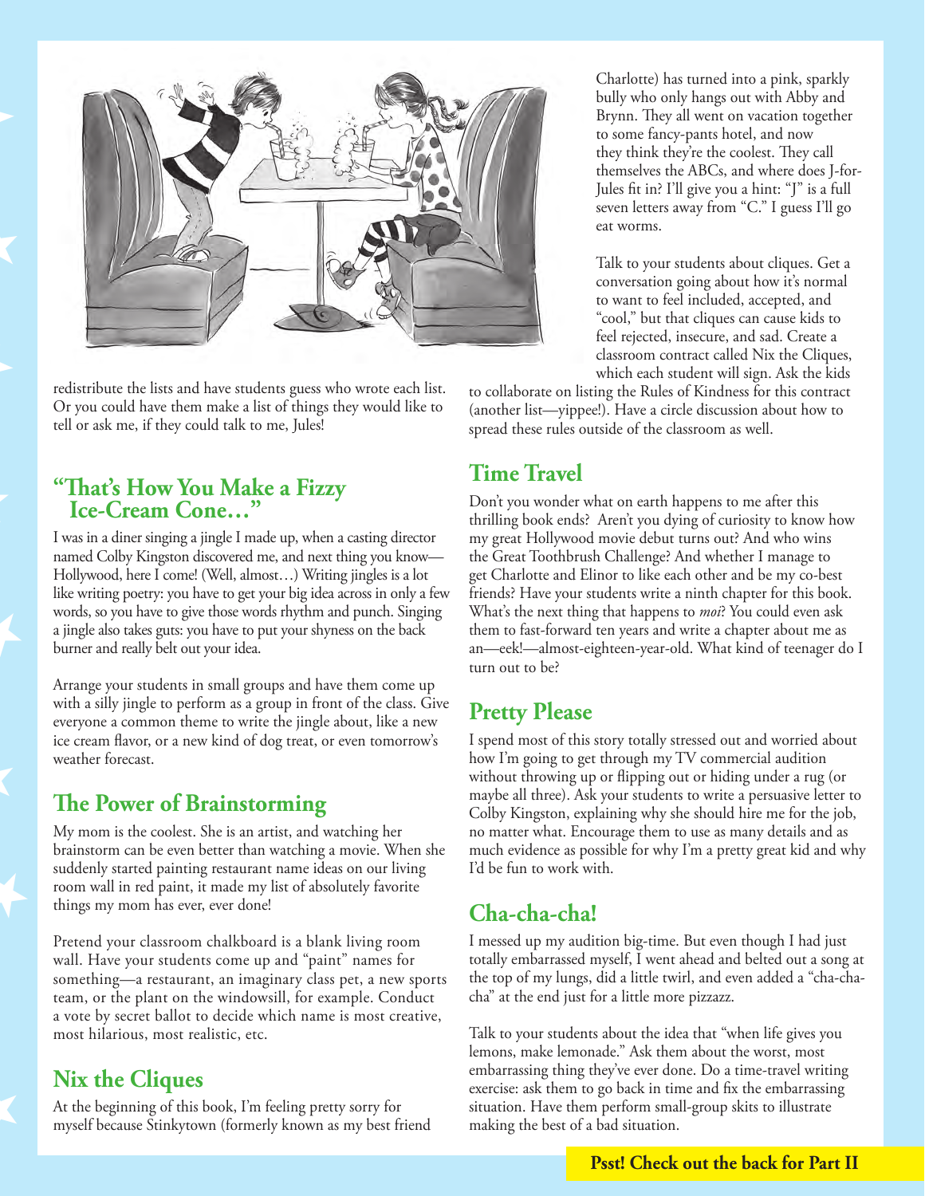redistribute the lists and have students guess who wrote each list. Or you could have them make a list of things they would like to tell or ask me, if they could talk to me, Jules!

## "That's How You Make a Fizzy Ice-Cream Cone…"

I was in a diner singing a jingle I made up, when a casting director named Colby Kingston discovered me, and next thing you know—Hollywood, here I come! (Well, almost…) Writing jingles is a lot like writing poetry: you have to get your big idea across in only a few words, so you have to give those words rhythm and punch. Singing a jingle also takes guts: you have to put your shyness on the back burner and really belt out your idea.

Arrange your students in small groups and have them come up with a silly jingle to perform as a group in front of the class. Give everyone a common theme to write the jingle about, like a new ice cream flavor, or a new kind of dog treat, or even tomorrow's weather forecast.

## The Power of Brainstorming

My mom is the coolest. She is an artist, and watching her brainstorm can be even better than watching a movie. When she suddenly started painting restaurant name ideas on our living room wall in red paint, it made my list of absolutely favorite things my mom has ever, ever done!

Pretend your classroom chalkboard is a blank living room wall. Have your students come up and "paint" names for something—a restaurant, an imaginary class pet, a new sports team, or the plant on the windowsill, for example. Conduct a vote by secret ballot to decide which name is most creative, most hilarious, most realistic, etc.

## Nix the Cliques

At the beginning of this book, I'm feeling pretty sorry for myself because Stinkytown (formerly known as my best friend Charlotte) has turned into a pink, sparkly bully who only hangs out with Abby and Brynn. They all went on vacation together to some fancy-pants hotel, and now they think they're the coolest. They call themselves the ABCs, and where does J-for-Jules fit in? I'll give you a hint: "J" is a full seven letters away from "C." I guess I'll go eat worms.

Talk to your students about cliques. Get a conversation going about how it's normal to want to feel included, accepted, and "cool," but that cliques can cause kids to feel rejected, insecure, and sad. Create a classroom contract called Nix the Cliques, which each student will sign. Ask the kids to collaborate on listing the Rules of Kindness for this contract (another list—yippee!). Have a circle discussion about how to spread these rules outside of the classroom as well.

## Time Travel

Don't you wonder what on earth happens to me after this thrilling book ends? Aren't you dying of curiosity to know how my great Hollywood movie debut turns out? And who wins the Great Toothbrush Challenge? And whether I manage to get Charlotte and Elinor to like each other and be my co-best friends? Have your students write a ninth chapter for this book. What's the next thing that happens to *moi*? You could even ask them to fast-forward ten years and write a chapter about me as an—eek!—almost-eighteen-year-old. What kind of teenager do I turn out to be?

## Pretty Please

I spend most of this story totally stressed out and worried about how I'm going to get through my TV commercial audition without throwing up or flipping out or hiding under a rug (or maybe all three). Ask your students to write a persuasive letter to Colby Kingston, explaining why she should hire me for the job, no matter what. Encourage them to use as many details and as much evidence as possible for why I'm a pretty great kid and why I'd be fun to work with.

## Cha-cha-cha!

I messed up my audition big-time. But even though I had just totally embarrassed myself, I went ahead and belted out a song at the top of my lungs, did a little twirl, and even added a "cha-cha-cha" at the end just for a little more pizzazz.

Talk to your students about the idea that "when life gives you lemons, make lemonade." Ask them about the worst, most embarrassing thing they've ever done. Do a time-travel writing exercise: ask them to go back in time and fix the embarrassing situation. Have them perform small-group skits to illustrate making the best of a bad situation.

**Psst! Check out the back for Part II**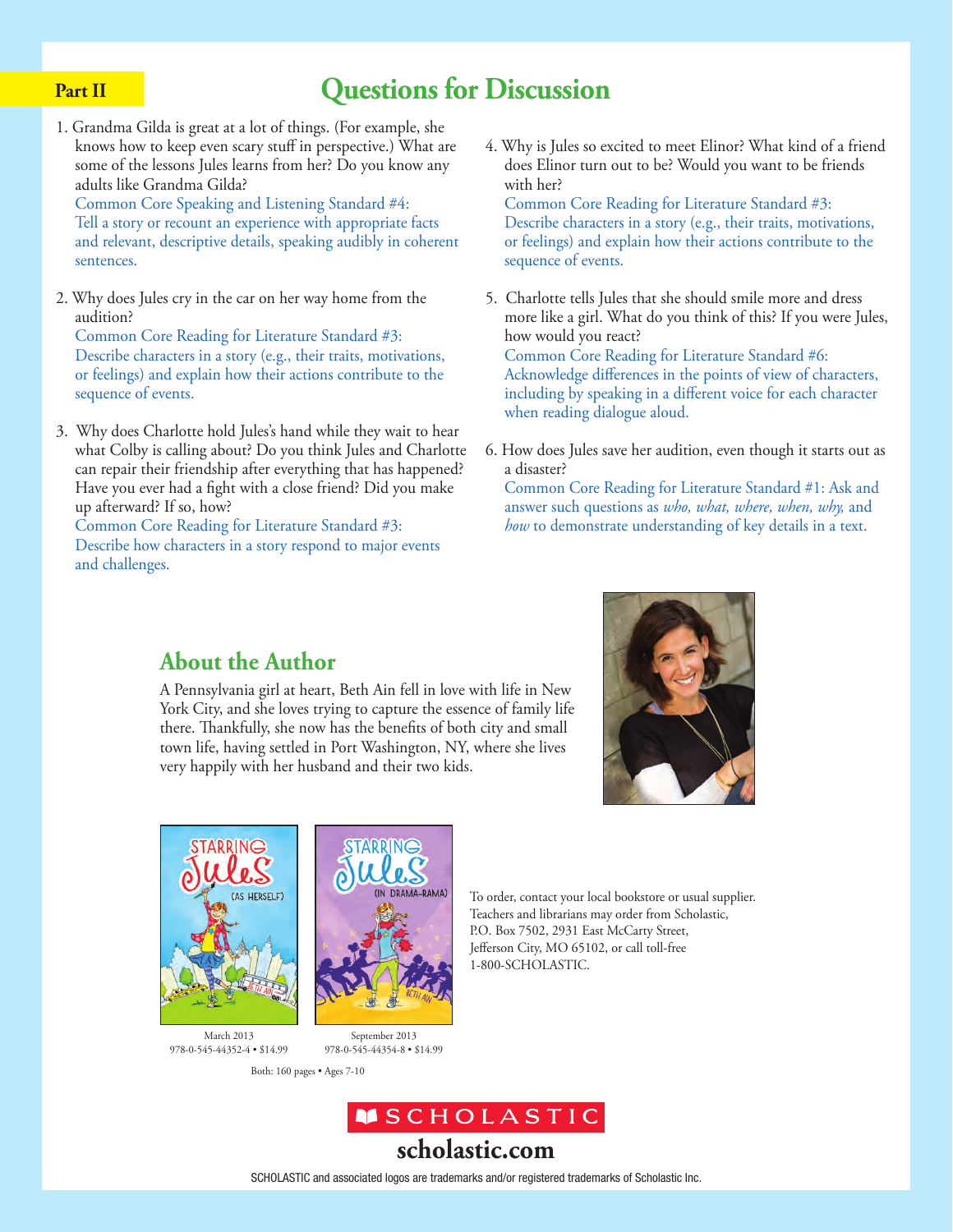Part II

# Questions for Discussion

1. Grandma Gilda is great at a lot of things. (For example, she knows how to keep even scary stuff in perspective.) What are some of the lessons Jules learns from her? Do you know any adults like Grandma Gilda?
   Common Core Speaking and Listening Standard #4: Tell a story or recount an experience with appropriate facts and relevant, descriptive details, speaking audibly in coherent sentences.

2. Why does Jules cry in the car on her way home from the audition?
   Common Core Reading for Literature Standard #3: Describe characters in a story (e.g., their traits, motivations, or feelings) and explain how their actions contribute to the sequence of events.

3. Why does Charlotte hold Jules's hand while they wait to hear what Colby is calling about? Do you think Jules and Charlotte can repair their friendship after everything that has happened? Have you ever had a fight with a close friend? Did you make up afterward? If so, how?
   Common Core Reading for Literature Standard #3: Describe how characters in a story respond to major events and challenges.

4. Why is Jules so excited to meet Elinor? What kind of a friend does Elinor turn out to be? Would you want to be friends with her?
   Common Core Reading for Literature Standard #3: Describe characters in a story (e.g., their traits, motivations, or feelings) and explain how their actions contribute to the sequence of events.

5. Charlotte tells Jules that she should smile more and dress more like a girl. What do you think of this? If you were Jules, how would you react?
   Common Core Reading for Literature Standard #6: Acknowledge differences in the points of view of characters, including by speaking in a different voice for each character when reading dialogue aloud.

6. How does Jules save her audition, even though it starts out as a disaster?
   Common Core Reading for Literature Standard #1: Ask and answer such questions as *who, what, where, when, why,* and *how* to demonstrate understanding of key details in a text.

## About the Author

A Pennsylvania girl at heart, Beth Ain fell in love with life in New York City, and she loves trying to capture the essence of family life there. Thankfully, she now has the benefits of both city and small town life, having settled in Port Washington, NY, where she lives very happily with her husband and their two kids.

March 2013
978-0-545-44352-4 • $14.99

September 2013
978-0-545-44354-8 • $14.99

Both: 160 pages • Ages 7-10

To order, contact your local bookstore or usual supplier. Teachers and librarians may order from Scholastic, P.O. Box 7502, 2931 East McCarty Street, Jefferson City, MO 65102, or call toll-free 1-800-SCHOLASTIC.

SCHOLASTIC

**scholastic.com**

SCHOLASTIC and associated logos are trademarks and/or registered trademarks of Scholastic Inc.